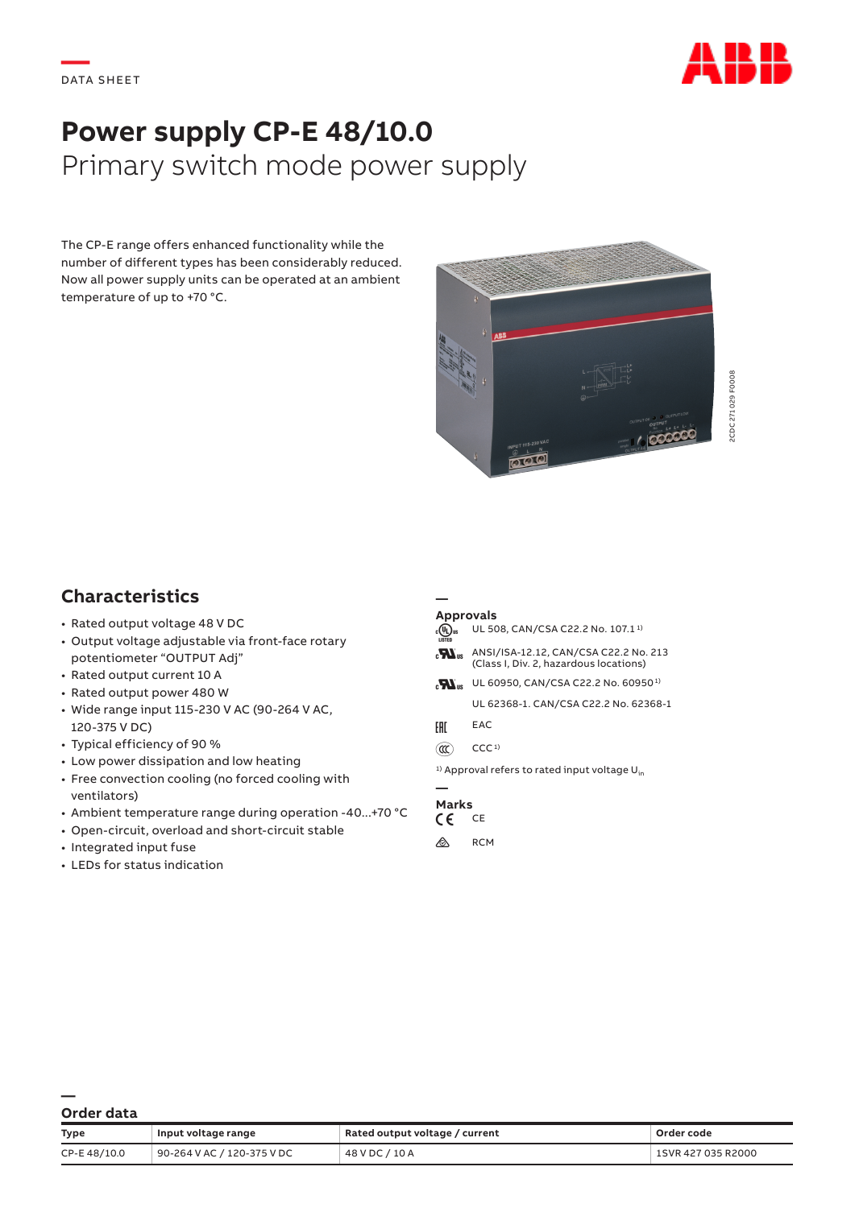DATA SHEET

# Power supply CP-E 48/10.0

## Primary switch mode power supply

The CP-E range offers enhanced functionality while the number of different types has been considerably reduced. Now all power supply units can be operated at an ambient temperature of up to +70 °C.

2CDC 271 029 F0008

## Characteristics

- Rated output voltage 48 V DC
- Output voltage adjustable via front-face rotary potentiometer "OUTPUT Adj"
- Rated output current 10 A
- Rated output power 480 W
- Wide range input 115-230 V AC (90-264 V AC, 120-375 V DC)
- Typical efficiency of 90 %
- Low power dissipation and low heating
- Free convection cooling (no forced cooling with ventilators)
- Ambient temperature range during operation -40...+70 °C
- Open-circuit, overload and short-circuit stable
- Integrated input fuse
- LEDs for status indication

### Approvals

- UL 508, CAN/CSA C22.2 No. 107.1 [1]
- ANSI/ISA-12.12, CAN/CSA C22.2 No. 213 (Class I, Div. 2, hazardous locations)
- UL 60950, CAN/CSA C22.2 No. 60950 [1]
- UL 62368-1. CAN/CSA C22.2 No. 62368-1
- EAC
- CCC [1]

[1] Approval refers to rated input voltage $U_{in}$

### Marks

- CE
- RCM

## Order data

| Type | Input voltage range | Rated output voltage / current | Order code |
| --- | --- | --- | --- |
| CP-E 48/10.0 | 90-264 V AC / 120-375 V DC | 48 V DC / 10 A | 1SVR 427 035 R2000 |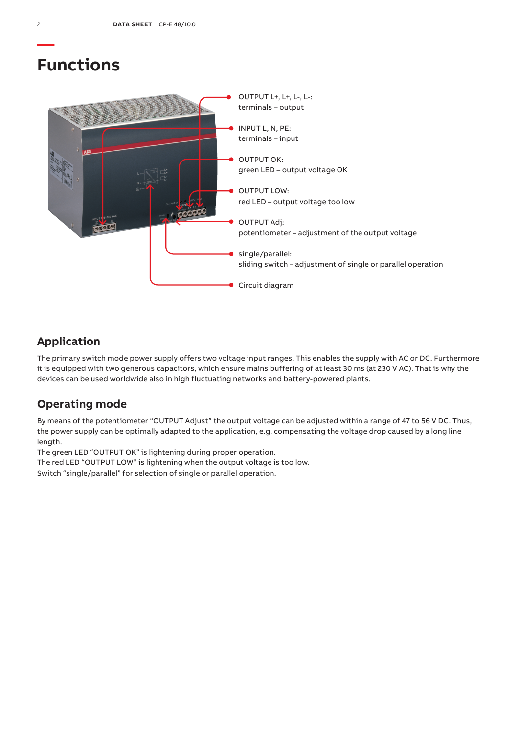# Functions

- OUTPUT L+, L+, L-, L-: terminals – output
- INPUT L, N, PE: terminals – input
- OUTPUT OK: green LED – output voltage OK
- OUTPUT LOW: red LED – output voltage too low
- OUTPUT Adj: potentiometer – adjustment of the output voltage
- single/parallel: sliding switch – adjustment of single or parallel operation
- Circuit diagram

## Application

The primary switch mode power supply offers two voltage input ranges. This enables the supply with AC or DC. Furthermore it is equipped with two generous capacitors, which ensure mains buffering of at least 30 ms (at 230 V AC). That is why the devices can be used worldwide also in high fluctuating networks and battery-powered plants.

## Operating mode

By means of the potentiometer "OUTPUT Adjust" the output voltage can be adjusted within a range of 47 to 56 V DC. Thus, the power supply can be optimally adapted to the application, e.g. compensating the voltage drop caused by a long line length.
The green LED "OUTPUT OK" is lightening during proper operation.
The red LED "OUTPUT LOW" is lightening when the output voltage is too low.
Switch "single/parallel" for selection of single or parallel operation.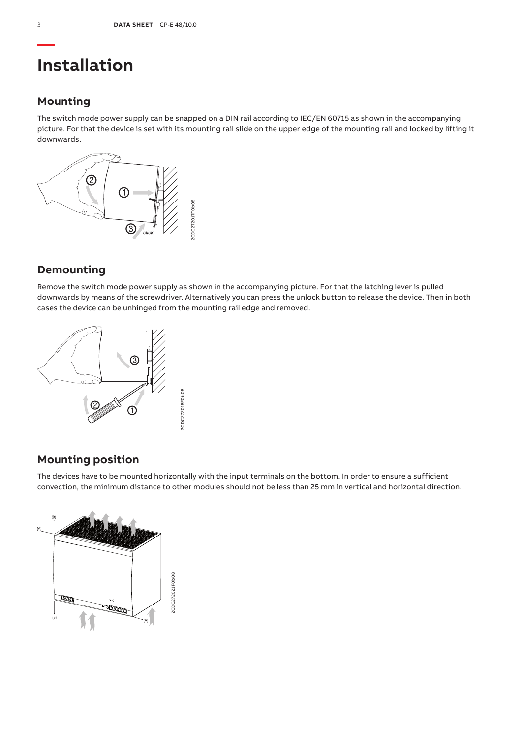# Installation

## Mounting

The switch mode power supply can be snapped on a DIN rail according to IEC/EN 60715 as shown in the accompanying picture. For that the device is set with its mounting rail slide on the upper edge of the mounting rail and locked by lifting it downwards.

## Demounting

Remove the switch mode power supply as shown in the accompanying picture. For that the latching lever is pulled downwards by means of the screwdriver. Alternatively you can press the unlock button to release the device. Then in both cases the device can be unhinged from the mounting rail edge and removed.

## Mounting position

The devices have to be mounted horizontally with the input terminals on the bottom. In order to ensure a sufficient convection, the minimum distance to other modules should not be less than 25 mm in vertical and horizontal direction.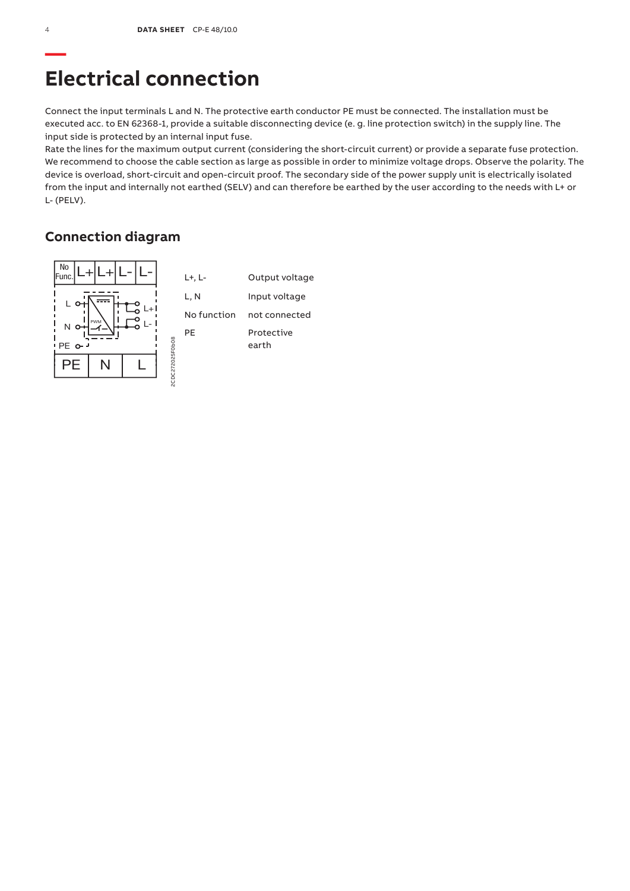# Electrical connection

Connect the input terminals L and N. The protective earth conductor PE must be connected. The installation must be executed acc. to EN 62368-1, provide a suitable disconnecting device (e. g. line protection switch) in the supply line. The input side is protected by an internal input fuse.
Rate the lines for the maximum output current (considering the short-circuit current) or provide a separate fuse protection. We recommend to choose the cable section as large as possible in order to minimize voltage drops. Observe the polarity. The device is overload, short-circuit and open-circuit proof. The secondary side of the power supply unit is electrically isolated from the input and internally not earthed (SELV) and can therefore be earthed by the user according to the needs with L+ or L- (PELV).

## Connection diagram

| | |
|---|---|
| L+, L- | Output voltage |
| L, N | Input voltage |
| No function | not connected |
| PE | Protective earth |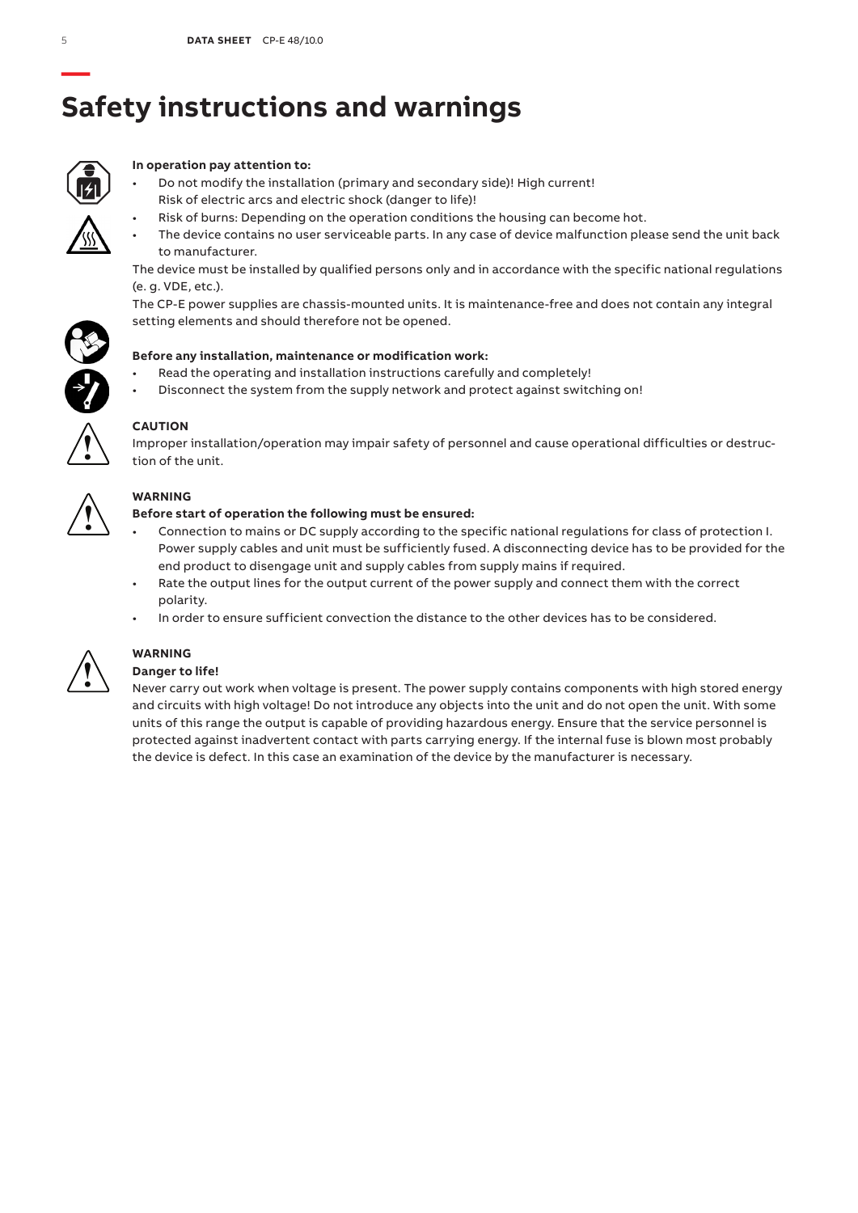# Safety instructions and warnings

**In operation pay attention to:**

- Do not modify the installation (primary and secondary side)! High current! Risk of electric arcs and electric shock (danger to life)!
- Risk of burns: Depending on the operation conditions the housing can become hot.
- The device contains no user serviceable parts. In any case of device malfunction please send the unit back to manufacturer.

The device must be installed by qualified persons only and in accordance with the specific national regulations (e. g. VDE, etc.).

The CP-E power supplies are chassis-mounted units. It is maintenance-free and does not contain any integral setting elements and should therefore not be opened.

**Before any installation, maintenance or modification work:**

- Read the operating and installation instructions carefully and completely!
- Disconnect the system from the supply network and protect against switching on!

**CAUTION**

Improper installation/operation may impair safety of personnel and cause operational difficulties or destruction of the unit.

**WARNING**

**Before start of operation the following must be ensured:**

- Connection to mains or DC supply according to the specific national regulations for class of protection I. Power supply cables and unit must be sufficiently fused. A disconnecting device has to be provided for the end product to disengage unit and supply cables from supply mains if required.
- Rate the output lines for the output current of the power supply and connect them with the correct polarity.
- In order to ensure sufficient convection the distance to the other devices has to be considered.

**WARNING**

**Danger to life!**

Never carry out work when voltage is present. The power supply contains components with high stored energy and circuits with high voltage! Do not introduce any objects into the unit and do not open the unit. With some units of this range the output is capable of providing hazardous energy. Ensure that the service personnel is protected against inadvertent contact with parts carrying energy. If the internal fuse is blown most probably the device is defect. In this case an examination of the device by the manufacturer is necessary.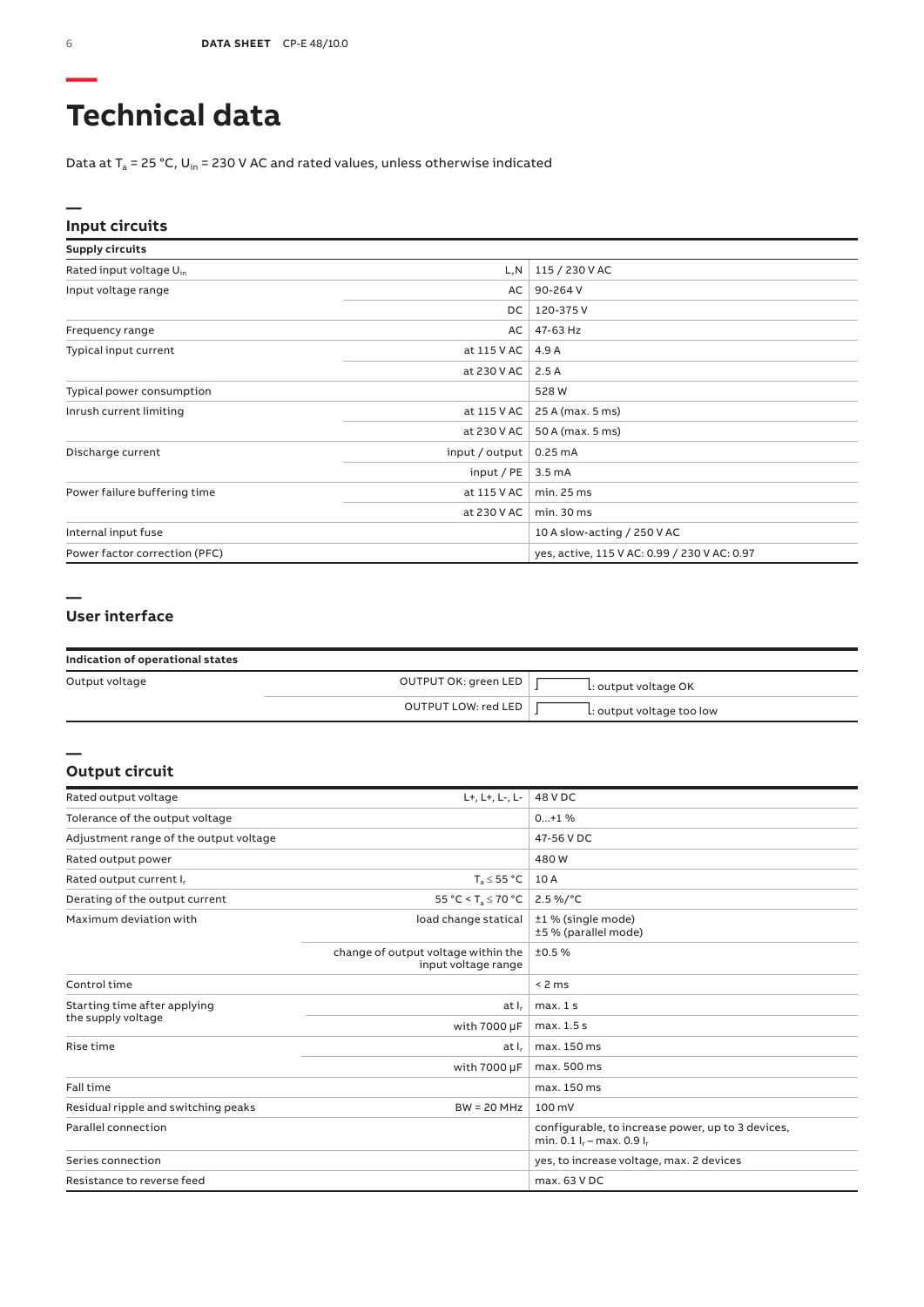# Technical data

Data at $T_a$ = 25 °C, $U_{in}$ = 230 V AC and rated values, unless otherwise indicated

## Input circuits

| Supply circuits | | |
|---|---|---|
| Rated input voltage $U_{in}$ | L,N | 115 / 230 V AC |
| Input voltage range | AC | 90-264 V |
| | DC | 120-375 V |
| Frequency range | AC | 47-63 Hz |
| Typical input current | at 115 V AC | 4.9 A |
| | at 230 V AC | 2.5 A |
| Typical power consumption | | 528 W |
| Inrush current limiting | at 115 V AC | 25 A (max. 5 ms) |
| | at 230 V AC | 50 A (max. 5 ms) |
| Discharge current | input / output | 0.25 mA |
| | input / PE | 3.5 mA |
| Power failure buffering time | at 115 V AC | min. 25 ms |
| | at 230 V AC | min. 30 ms |
| Internal input fuse | | 10 A slow-acting / 250 V AC |
| Power factor correction (PFC) | | yes, active, 115 V AC: 0.99 / 230 V AC: 0.97 |

## User interface

| Indication of operational states | | |
|---|---|---|
| Output voltage | OUTPUT OK: green LED | : output voltage OK |
| | OUTPUT LOW: red LED | : output voltage too low |

## Output circuit

| | | |
|---|---|---|
| Rated output voltage | L+, L+, L-, L- | 48 V DC |
| Tolerance of the output voltage | | 0...+1 % |
| Adjustment range of the output voltage | | 47-56 V DC |
| Rated output power | | 480 W |
| Rated output current $I_r$ | $T_a \leq 55$ °C | 10 A |
| Derating of the output current | 55 °C < $T_a \leq 70$ °C | 2.5 %/°C |
| Maximum deviation with | load change statical | ±1 % (single mode) ±5 % (parallel mode) |
| | change of output voltage within the input voltage range | ±0.5 % |
| Control time | | < 2 ms |
| Starting time after applying the supply voltage | at $I_r$ | max. 1 s |
| | with 7000 µF | max. 1.5 s |
| Rise time | at $I_r$ | max. 150 ms |
| | with 7000 µF | max. 500 ms |
| Fall time | | max. 150 ms |
| Residual ripple and switching peaks | BW = 20 MHz | 100 mV |
| Parallel connection | | configurable, to increase power, up to 3 devices, min. 0.1 $I_r$ – max. 0.9 $I_r$ |
| Series connection | | yes, to increase voltage, max. 2 devices |
| Resistance to reverse feed | | max. 63 V DC |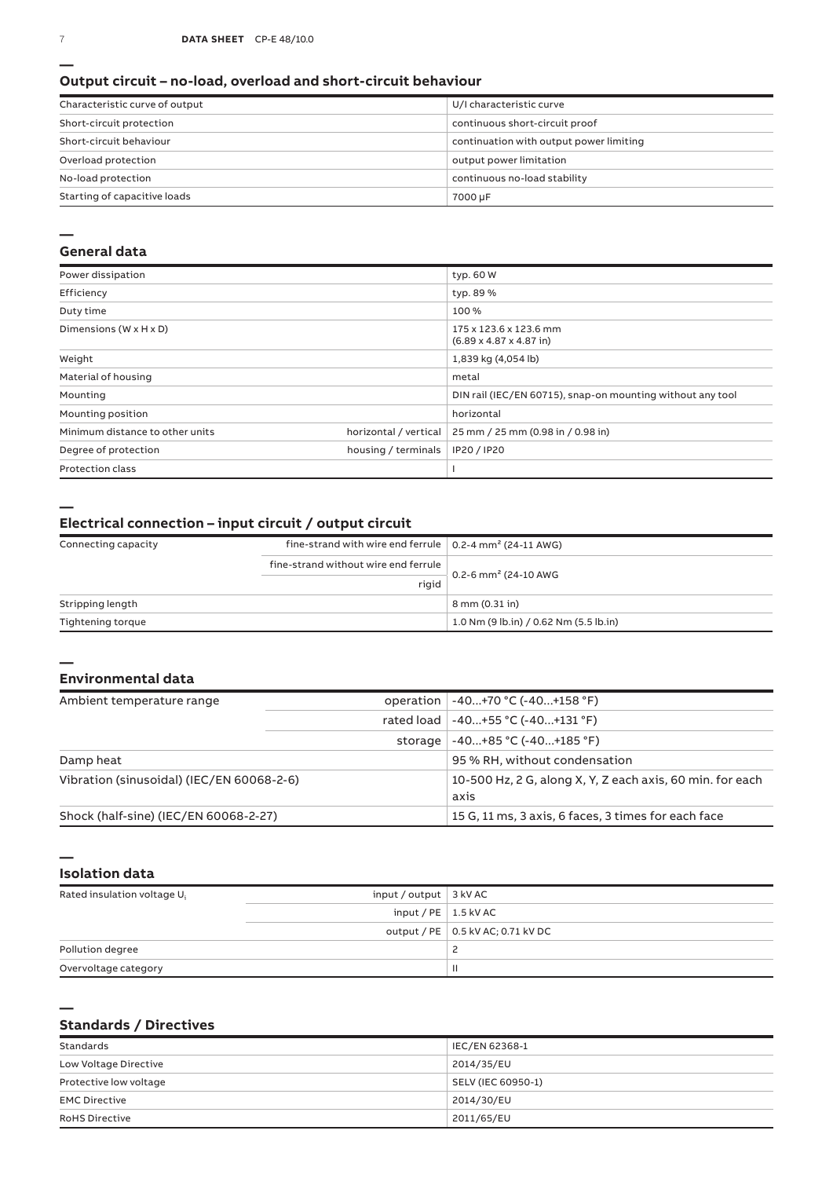## Output circuit – no-load, overload and short-circuit behaviour

| | |
|---|---|
| Characteristic curve of output | U/I characteristic curve |
| Short-circuit protection | continuous short-circuit proof |
| Short-circuit behaviour | continuation with output power limiting |
| Overload protection | output power limitation |
| No-load protection | continuous no-load stability |
| Starting of capacitive loads | 7000 µF |

## General data

| | | |
|---|---|---|
| Power dissipation | | typ. 60 W |
| Efficiency | | typ. 89 % |
| Duty time | | 100 % |
| Dimensions (W x H x D) | | 175 x 123.6 x 123.6 mm (6.89 x 4.87 x 4.87 in) |
| Weight | | 1,839 kg (4,054 lb) |
| Material of housing | | metal |
| Mounting | | DIN rail (IEC/EN 60715), snap-on mounting without any tool |
| Mounting position | | horizontal |
| Minimum distance to other units | horizontal / vertical | 25 mm / 25 mm (0.98 in / 0.98 in) |
| Degree of protection | housing / terminals | IP20 / IP20 |
| Protection class | | I |

## Electrical connection – input circuit / output circuit

| | | |
|---|---|---|
| Connecting capacity | fine-strand with wire end ferrule | 0.2-4 mm² (24-11 AWG) |
| | fine-strand without wire end ferrule | 0.2-6 mm² (24-10 AWG |
| | rigid | |
| Stripping length | | 8 mm (0.31 in) |
| Tightening torque | | 1.0 Nm (9 lb.in) / 0.62 Nm (5.5 lb.in) |

## Environmental data

| | | |
|---|---|---|
| Ambient temperature range | operation | -40...+70 °C (-40...+158 °F) |
| | rated load | -40...+55 °C (-40...+131 °F) |
| | storage | -40...+85 °C (-40...+185 °F) |
| Damp heat | | 95 % RH, without condensation |
| Vibration (sinusoidal) (IEC/EN 60068-2-6) | | 10-500 Hz, 2 G, along X, Y, Z each axis, 60 min. for each axis |
| Shock (half-sine) (IEC/EN 60068-2-27) | | 15 G, 11 ms, 3 axis, 6 faces, 3 times for each face |

## Isolation data

| | | |
|---|---|---|
| Rated insulation voltage $U_i$ | input / output | 3 kV AC |
| | input / PE | 1.5 kV AC |
| | output / PE | 0.5 kV AC; 0.71 kV DC |
| Pollution degree | | 2 |
| Overvoltage category | | II |

## Standards / Directives

| | |
|---|---|
| Standards | IEC/EN 62368-1 |
| Low Voltage Directive | 2014/35/EU |
| Protective low voltage | SELV (IEC 60950-1) |
| EMC Directive | 2014/30/EU |
| RoHS Directive | 2011/65/EU |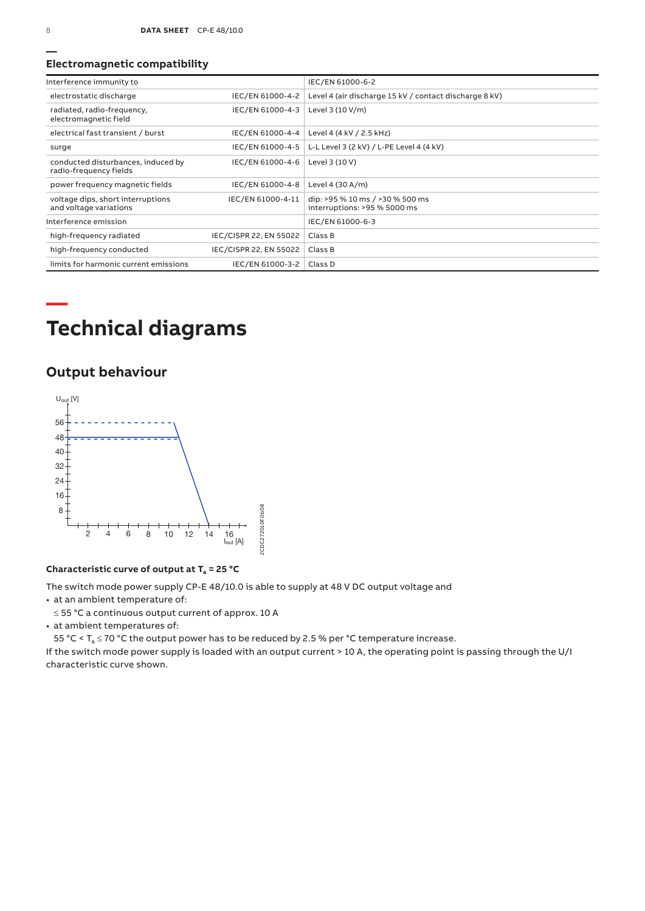## Electromagnetic compatibility

| Interference immunity to | | IEC/EN 61000-6-2 |
|---|---|---|
| electrostatic discharge | IEC/EN 61000-4-2 | Level 4 (air discharge 15 kV / contact discharge 8 kV) |
| radiated, radio-frequency, electromagnetic field | IEC/EN 61000-4-3 | Level 3 (10 V/m) |
| electrical fast transient / burst | IEC/EN 61000-4-4 | Level 4 (4 kV / 2.5 kHz) |
| surge | IEC/EN 61000-4-5 | L-L Level 3 (2 kV) / L-PE Level 4 (4 kV) |
| conducted disturbances, induced by radio-frequency fields | IEC/EN 61000-4-6 | Level 3 (10 V) |
| power frequency magnetic fields | IEC/EN 61000-4-8 | Level 4 (30 A/m) |
| voltage dips, short interruptions and voltage variations | IEC/EN 61000-4-11 | dip: >95 % 10 ms / >30 % 500 ms<br>interruptions: >95 % 5000 ms |
| Interference emission | | IEC/EN 61000-6-3 |
| high-frequency radiated | IEC/CISPR 22, EN 55022 | Class B |
| high-frequency conducted | IEC/CISPR 22, EN 55022 | Class B |
| limits for harmonic current emissions | IEC/EN 61000-3-2 | Class D |

# Technical diagrams

## Output behaviour

**Characteristic curve of output at $T_a$ = 25 °C**

The switch mode power supply CP-E 48/10.0 is able to supply at 48 V DC output voltage and

- at an ambient temperature of:
  ≤ 55 °C a continuous output current of approx. 10 A
- at ambient temperatures of:
  55 °C < $T_a$ ≤ 70 °C the output power has to be reduced by 2.5 % per °C temperature increase.

If the switch mode power supply is loaded with an output current > 10 A, the operating point is passing through the U/I characteristic curve shown.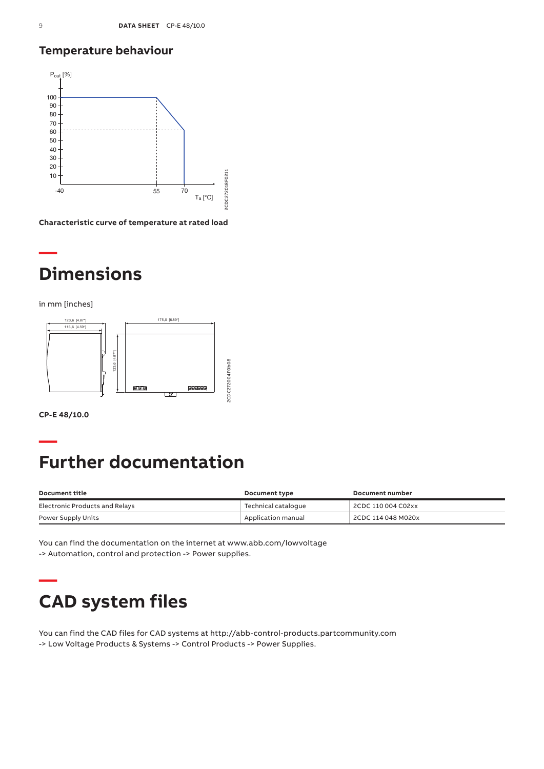## Temperature behaviour

Characteristic curve of temperature at rated load

# Dimensions

in mm [inches]

**CP-E 48/10.0**

# Further documentation

| Document title | Document type | Document number |
|---|---|---|
| Electronic Products and Relays | Technical catalogue | 2CDC 110 004 C02xx |
| Power Supply Units | Application manual | 2CDC 114 048 M020x |

You can find the documentation on the internet at www.abb.com/lowvoltage
-> Automation, control and protection -> Power supplies.

# CAD system files

You can find the CAD files for CAD systems at http://abb-control-products.partcommunity.com
-> Low Voltage Products & Systems -> Control Products -> Power Supplies.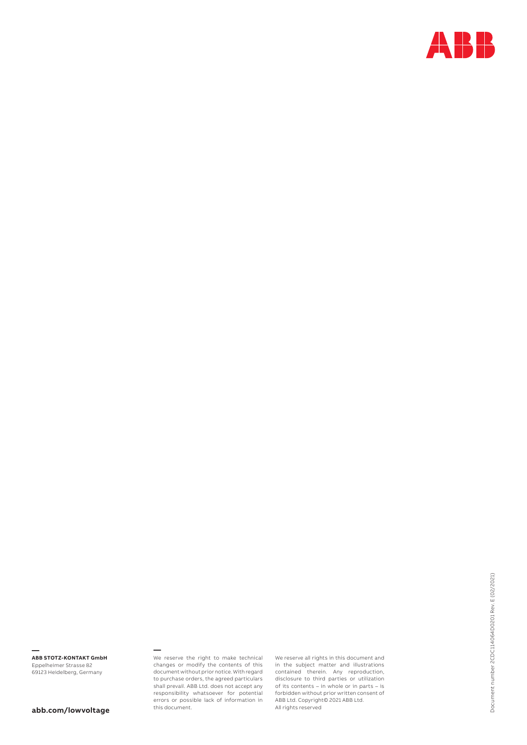**ABB STOTZ-KONTAKT GmbH**
Eppelheimer Strasse 82
69123 Heidelberg, Germany

**abb.com/lowvoltage**

We reserve the right to make technical changes or modify the contents of this document without prior notice. With regard to purchase orders, the agreed particulars shall prevail. ABB Ltd. does not accept any responsibility whatsoever for potential errors or possible lack of information in this document.

We reserve all rights in this document and in the subject matter and illustrations contained therein. Any reproduction, disclosure to third parties or utilization of its contents – in whole or in parts – is forbidden without prior written consent of ABB Ltd. Copyright© 2021 ABB Ltd.
All rights reserved

Document number 2CDC114064D0201 Rev. E (02/2021)